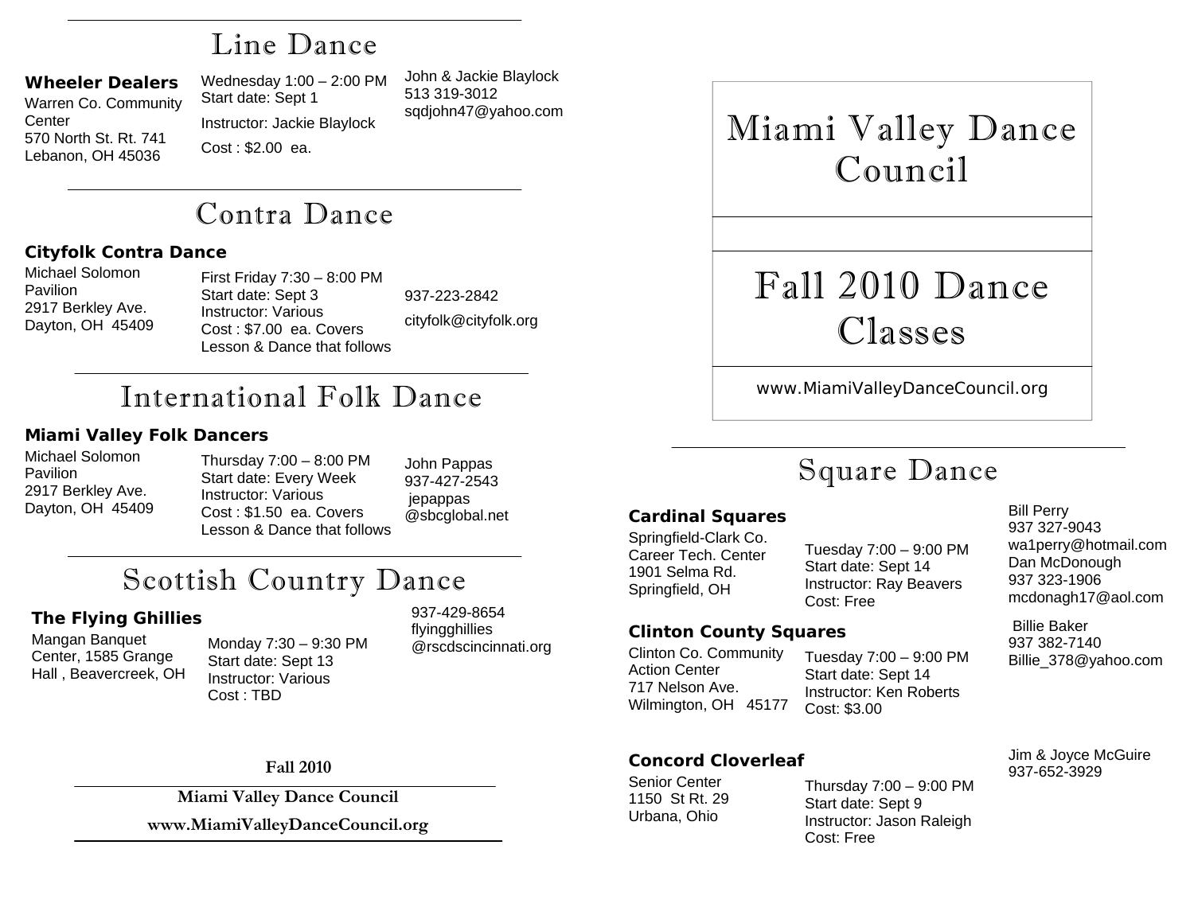# Miami Valley Dance Council

# Fall 2010 Dance Classes

www.MiamiValleyDanceCouncil.org

## Line Dance

**Wheeler Dealers**
Warren Co. Community Center
570 North St. Rt. 741
Lebanon, OH 45036

Wednesday 1:00 – 2:00 PM
Start date: Sept 1
Instructor: Jackie Blaylock
Cost : $2.00 ea.

John & Jackie Blaylock
513 319-3012
sqdjohn47@yahoo.com

## Contra Dance

**Cityfolk Contra Dance**
Michael Solomon Pavilion
2917 Berkley Ave.
Dayton, OH 45409

First Friday 7:30 – 8:00 PM
Start date: Sept 3
Instructor: Various
Cost : $7.00 ea. Covers Lesson & Dance that follows

937-223-2842
cityfolk@cityfolk.org

## International Folk Dance

**Miami Valley Folk Dancers**
Michael Solomon Pavilion
2917 Berkley Ave.
Dayton, OH 45409

Thursday 7:00 – 8:00 PM
Start date: Every Week
Instructor: Various
Cost : $1.50 ea. Covers Lesson & Dance that follows

John Pappas
937-427-2543
jepappas@sbcglobal.net

## Scottish Country Dance

**The Flying Ghillies**
Mangan Banquet Center, 1585 Grange Hall , Beavercreek, OH

Monday 7:30 – 9:30 PM
Start date: Sept 13
Instructor: Various
Cost : TBD

937-429-8654
flyingghillies@rscdscincinnati.org

## Square Dance

**Cardinal Squares**
Springfield-Clark Co. Career Tech. Center
1901 Selma Rd.
Springfield, OH

Tuesday 7:00 – 9:00 PM
Start date: Sept 14
Instructor: Ray Beavers
Cost: Free

Bill Perry
937 327-9043
wa1perry@hotmail.com
Dan McDonough
937 323-1906
mcdonagh17@aol.com

**Clinton County Squares**
Clinton Co. Community Action Center
717 Nelson Ave.
Wilmington, OH 45177

Tuesday 7:00 – 9:00 PM
Start date: Sept 14
Instructor: Ken Roberts
Cost: $3.00

Billie Baker
937 382-7140
Billie_378@yahoo.com

**Concord Cloverleaf**
Senior Center
1150 St Rt. 29
Urbana, Ohio

Thursday 7:00 – 9:00 PM
Start date: Sept 9
Instructor: Jason Raleigh
Cost: Free

Jim & Joyce McGuire
937-652-3929

**Fall 2010**

**Miami Valley Dance Council**

**www.MiamiValleyDanceCouncil.org**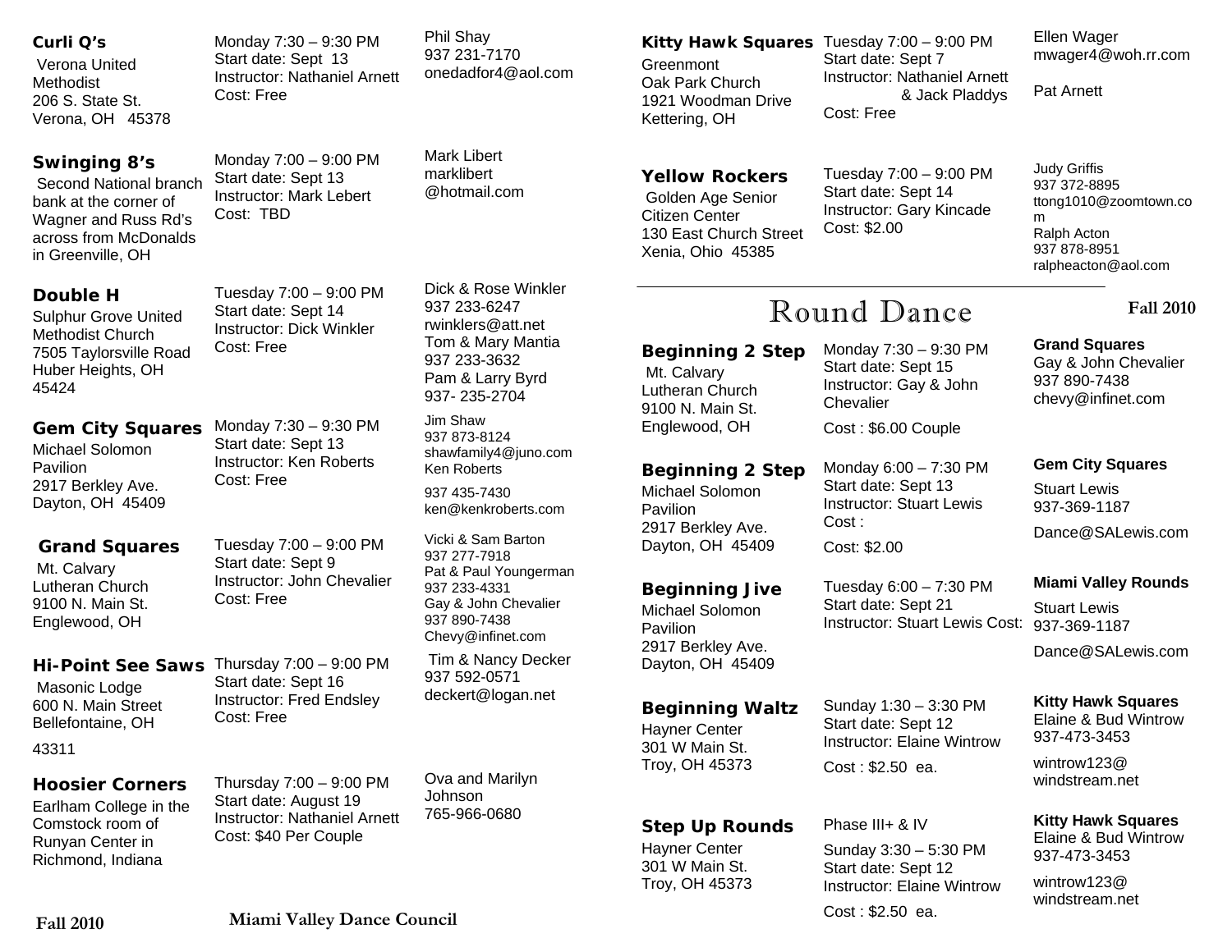| | | |
|---|---|---|
| **Curli Q's**<br>Verona United Methodist<br>206 S. State St.<br>Verona, OH 45378 | Monday 7:30 – 9:30 PM<br>Start date: Sept 13<br>Instructor: Nathaniel Arnett<br>Cost: Free | Phil Shay<br>937 231-7170<br>onedadfor4@aol.com |
| **Swinging 8's**<br>Second National branch bank at the corner of Wagner and Russ Rd's across from McDonalds in Greenville, OH | Monday 7:00 – 9:00 PM<br>Start date: Sept 13<br>Instructor: Mark Lebert<br>Cost: TBD | Mark Libert<br>marklibert@hotmail.com |
| **Double H**<br>Sulphur Grove United Methodist Church<br>7505 Taylorsville Road<br>Huber Heights, OH 45424 | Tuesday 7:00 – 9:00 PM<br>Start date: Sept 14<br>Instructor: Dick Winkler<br>Cost: Free | Dick & Rose Winkler<br>937 233-6247<br>rwinklers@att.net<br>Tom & Mary Mantia<br>937 233-3632<br>Pam & Larry Byrd<br>937- 235-2704 |
| **Gem City Squares**<br>Michael Solomon Pavilion<br>2917 Berkley Ave.<br>Dayton, OH 45409 | Monday 7:30 – 9:30 PM<br>Start date: Sept 13<br>Instructor: Ken Roberts<br>Cost: Free | Jim Shaw<br>937 873-8124<br>shawfamily4@juno.com<br>Ken Roberts<br>937 435-7430<br>ken@kenkroberts.com |
| **Grand Squares**<br>Mt. Calvary Lutheran Church<br>9100 N. Main St.<br>Englewood, OH | Tuesday 7:00 – 9:00 PM<br>Start date: Sept 9<br>Instructor: John Chevalier<br>Cost: Free | Vicki & Sam Barton<br>937 277-7918<br>Pat & Paul Youngerman<br>937 233-4331<br>Gay & John Chevalier<br>937 890-7438<br>Chevy@infinet.com |
| **Hi-Point See Saws**<br>Masonic Lodge<br>600 N. Main Street<br>Bellefontaine, OH<br>43311 | Thursday 7:00 – 9:00 PM<br>Start date: Sept 16<br>Instructor: Fred Endsley<br>Cost: Free | Tim & Nancy Decker<br>937 592-0571<br>deckert@logan.net |
| **Hoosier Corners**<br>Earlham College in the Comstock room of Runyan Center in Richmond, Indiana | Thursday 7:00 – 9:00 PM<br>Start date: August 19<br>Instructor: Nathaniel Arnett<br>Cost: $40 Per Couple | Ova and Marilyn Johnson<br>765-966-0680 |
| **Kitty Hawk Squares**<br>Greenmont Oak Park Church<br>1921 Woodman Drive<br>Kettering, OH | Tuesday 7:00 – 9:00 PM<br>Start date: Sept 7<br>Instructor: Nathaniel Arnett & Jack Pladdys<br>Cost: Free | Ellen Wager<br>mwager4@woh.rr.com<br>Pat Arnett |
| **Yellow Rockers**<br>Golden Age Senior Citizen Center<br>130 East Church Street<br>Xenia, Ohio 45385 | Tuesday 7:00 – 9:00 PM<br>Start date: Sept 14<br>Instructor: Gary Kincade<br>Cost: $2.00 | Judy Griffis<br>937 372-8895<br>ttong1010@zoomtown.com<br>Ralph Acton<br>937 878-8951<br>ralpheacton@aol.com |

# Round Dance

Fall 2010

| | | |
|---|---|---|
| **Beginning 2 Step**<br>Mt. Calvary Lutheran Church<br>9100 N. Main St.<br>Englewood, OH | Monday 7:30 – 9:30 PM<br>Start date: Sept 15<br>Instructor: Gay & John Chevalier<br>Cost : $6.00 Couple | **Grand Squares**<br>Gay & John Chevalier<br>937 890-7438<br>chevy@infinet.com |
| **Beginning 2 Step**<br>Michael Solomon Pavilion<br>2917 Berkley Ave.<br>Dayton, OH 45409 | Monday 6:00 – 7:30 PM<br>Start date: Sept 13<br>Instructor: Stuart Lewis<br>Cost :<br>Cost: $2.00 | **Gem City Squares**<br>Stuart Lewis<br>937-369-1187<br>Dance@SALewis.com |
| **Beginning Jive**<br>Michael Solomon Pavilion<br>2917 Berkley Ave.<br>Dayton, OH 45409 | Tuesday 6:00 – 7:30 PM<br>Start date: Sept 21<br>Instructor: Stuart Lewis Cost: | **Miami Valley Rounds**<br>Stuart Lewis<br>937-369-1187<br>Dance@SALewis.com |
| **Beginning Waltz**<br>Hayner Center<br>301 W Main St.<br>Troy, OH 45373 | Sunday 1:30 – 3:30 PM<br>Start date: Sept 12<br>Instructor: Elaine Wintrow<br>Cost : $2.50 ea. | **Kitty Hawk Squares**<br>Elaine & Bud Wintrow<br>937-473-3453<br>wintrow123@windstream.net |
| **Step Up Rounds**<br>Hayner Center<br>301 W Main St.<br>Troy, OH 45373 | Phase III+ & IV<br>Sunday 3:30 – 5:30 PM<br>Start date: Sept 12<br>Instructor: Elaine Wintrow<br>Cost : $2.50 ea. | **Kitty Hawk Squares**<br>Elaine & Bud Wintrow<br>937-473-3453<br>wintrow123@windstream.net |

Fall 2010 Miami Valley Dance Council